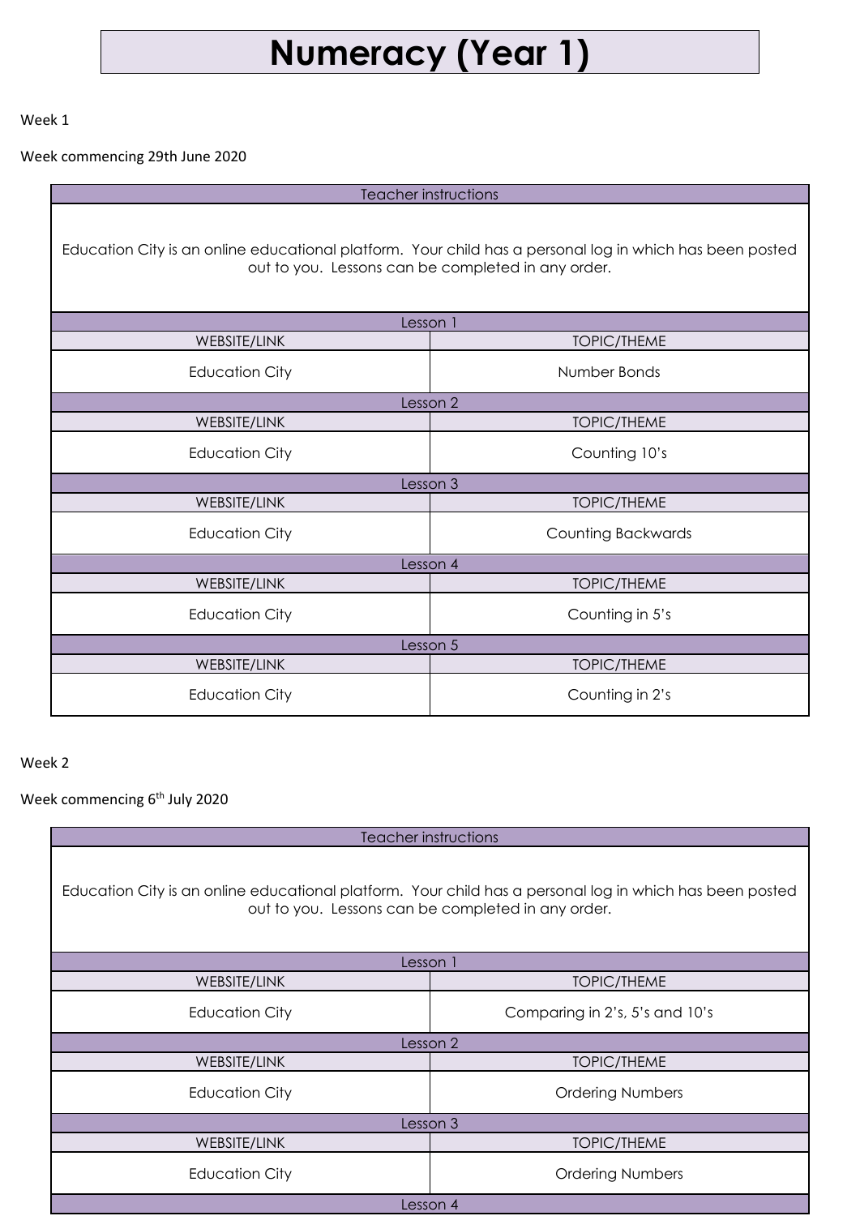# Numeracy (Year 1)

Week 1

Week commencing 29th June 2020

| Teacher instructions | |
|---|---|
| Education City is an online educational platform. Your child has a personal log in which has been posted out to you. Lessons can be completed in any order. | |
| Lesson 1 | |
| WEBSITE/LINK | TOPIC/THEME |
| Education City | Number Bonds |
| Lesson 2 | |
| WEBSITE/LINK | TOPIC/THEME |
| Education City | Counting 10's |
| Lesson 3 | |
| WEBSITE/LINK | TOPIC/THEME |
| Education City | Counting Backwards |
| Lesson 4 | |
| WEBSITE/LINK | TOPIC/THEME |
| Education City | Counting in 5's |
| Lesson 5 | |
| WEBSITE/LINK | TOPIC/THEME |
| Education City | Counting in 2's |

Week 2

Week commencing 6th July 2020

| Teacher instructions | |
|---|---|
| Education City is an online educational platform. Your child has a personal log in which has been posted out to you. Lessons can be completed in any order. | |
| Lesson 1 | |
| WEBSITE/LINK | TOPIC/THEME |
| Education City | Comparing in 2's, 5's and 10's |
| Lesson 2 | |
| WEBSITE/LINK | TOPIC/THEME |
| Education City | Ordering Numbers |
| Lesson 3 | |
| WEBSITE/LINK | TOPIC/THEME |
| Education City | Ordering Numbers |
| Lesson 4 | |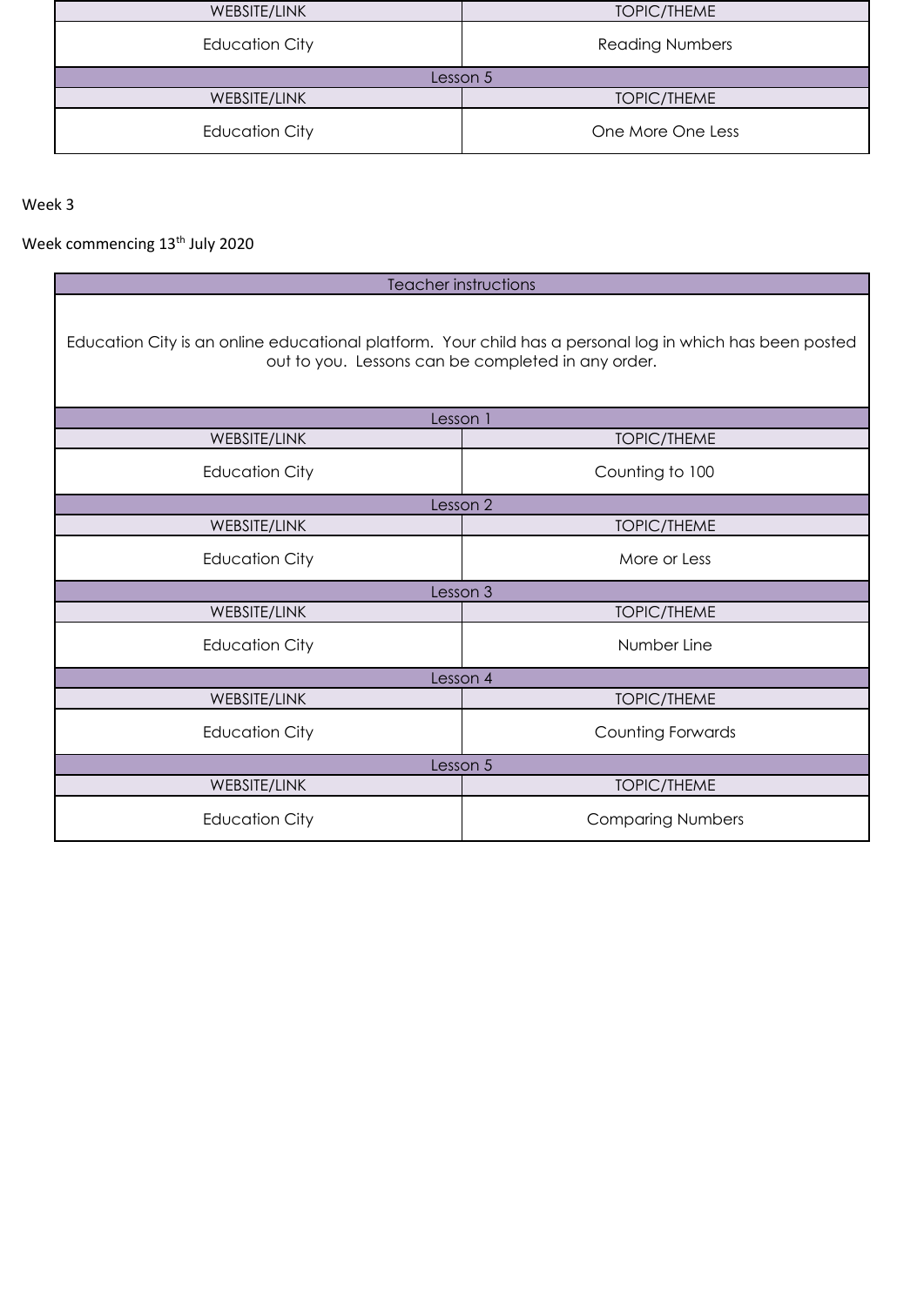| WEBSITE/LINK | TOPIC/THEME |
| --- | --- |
| Education City | Reading Numbers |
| Lesson 5 | |
| WEBSITE/LINK | TOPIC/THEME |
| Education City | One More One Less |

Week 3

Week commencing 13th July 2020

| Teacher instructions | |
| --- | --- |
| Education City is an online educational platform. Your child has a personal log in which has been posted out to you. Lessons can be completed in any order. | |
| Lesson 1 | |
| WEBSITE/LINK | TOPIC/THEME |
| Education City | Counting to 100 |
| Lesson 2 | |
| WEBSITE/LINK | TOPIC/THEME |
| Education City | More or Less |
| Lesson 3 | |
| WEBSITE/LINK | TOPIC/THEME |
| Education City | Number Line |
| Lesson 4 | |
| WEBSITE/LINK | TOPIC/THEME |
| Education City | Counting Forwards |
| Lesson 5 | |
| WEBSITE/LINK | TOPIC/THEME |
| Education City | Comparing Numbers |